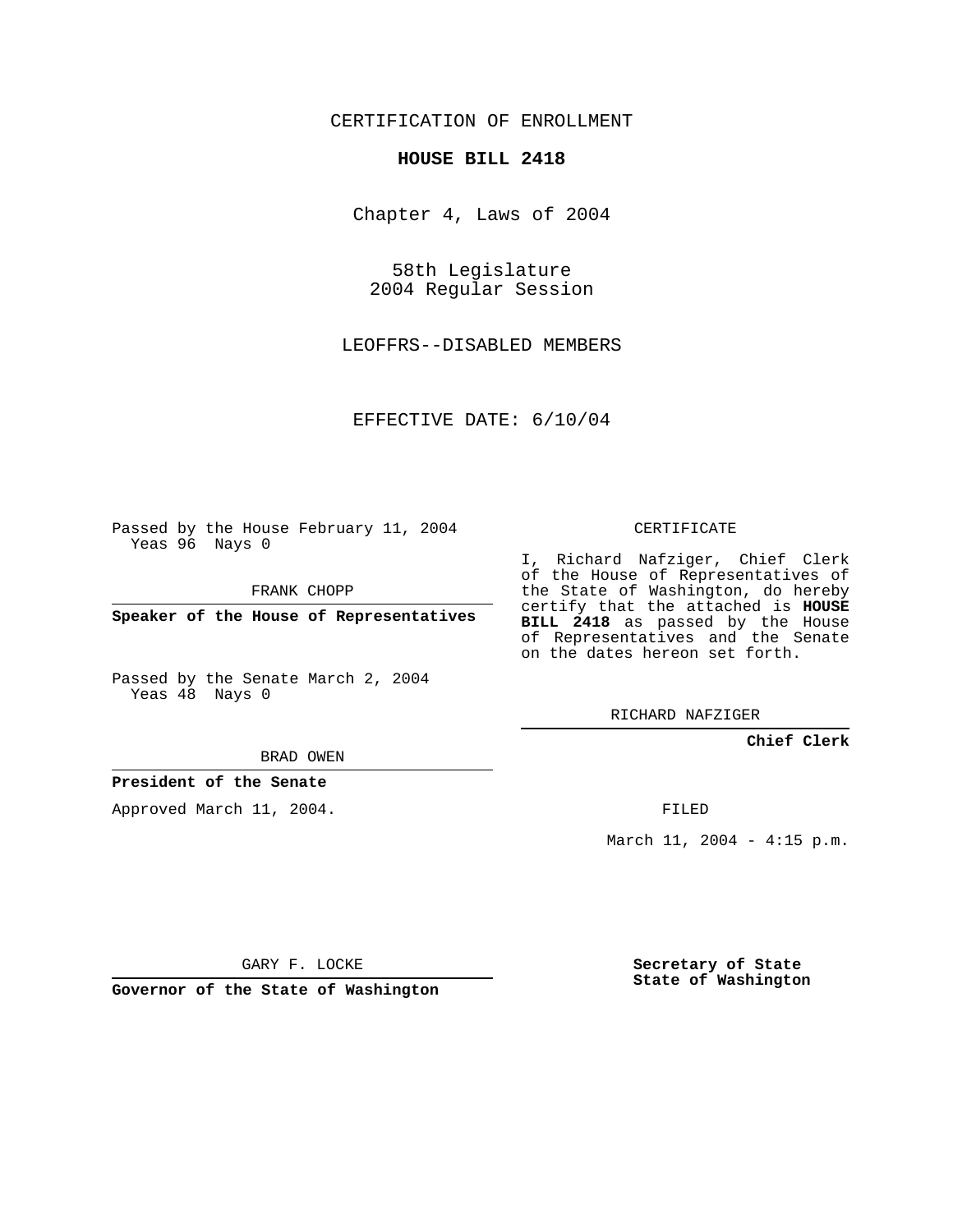CERTIFICATION OF ENROLLMENT

# HOUSE BILL 2418

Chapter 4, Laws of 2004

58th Legislature
2004 Regular Session

LEOFFRS--DISABLED MEMBERS

EFFECTIVE DATE: 6/10/04

Passed by the House February 11, 2004
Yeas 96 Nays 0

FRANK CHOPP

**Speaker of the House of Representatives**

Passed by the Senate March 2, 2004
Yeas 48 Nays 0

BRAD OWEN

**President of the Senate**

Approved March 11, 2004.

GARY F. LOCKE

**Governor of the State of Washington**

CERTIFICATE

I, Richard Nafziger, Chief Clerk of the House of Representatives of the State of Washington, do hereby certify that the attached is **HOUSE BILL 2418** as passed by the House of Representatives and the Senate on the dates hereon set forth.

RICHARD NAFZIGER

**Chief Clerk**

FILED

March 11, 2004 - 4:15 p.m.

**Secretary of State**
**State of Washington**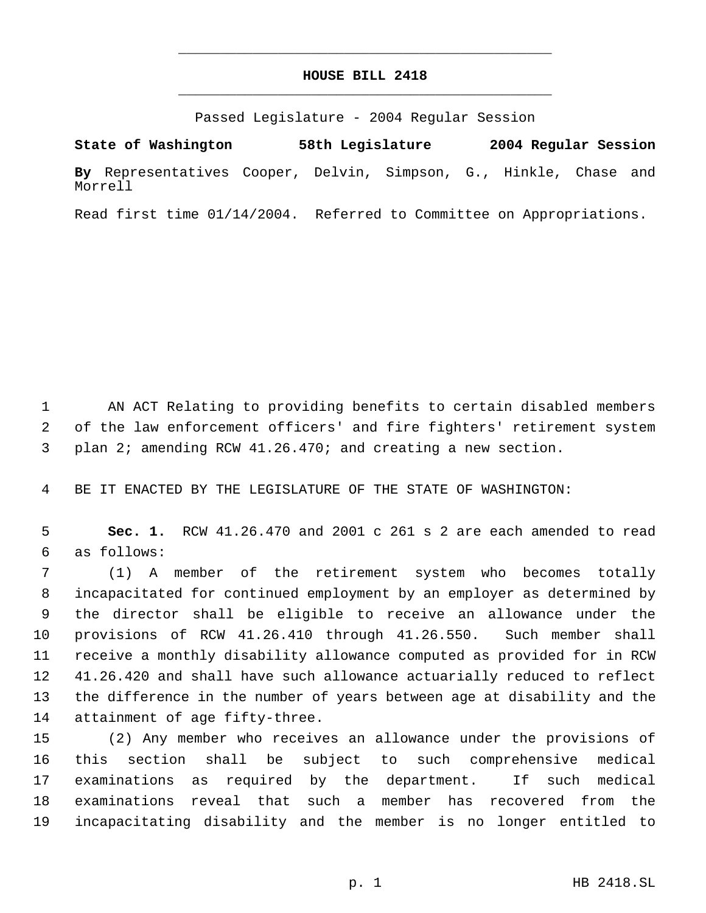# HOUSE BILL 2418

Passed Legislature - 2004 Regular Session

**State of Washington 58th Legislature 2004 Regular Session**

**By** Representatives Cooper, Delvin, Simpson, G., Hinkle, Chase and Morrell

Read first time 01/14/2004. Referred to Committee on Appropriations.

AN ACT Relating to providing benefits to certain disabled members of the law enforcement officers' and fire fighters' retirement system plan 2; amending RCW 41.26.470; and creating a new section.

BE IT ENACTED BY THE LEGISLATURE OF THE STATE OF WASHINGTON:

**Sec. 1.** RCW 41.26.470 and 2001 c 261 s 2 are each amended to read as follows:

(1) A member of the retirement system who becomes totally incapacitated for continued employment by an employer as determined by the director shall be eligible to receive an allowance under the provisions of RCW 41.26.410 through 41.26.550. Such member shall receive a monthly disability allowance computed as provided for in RCW 41.26.420 and shall have such allowance actuarially reduced to reflect the difference in the number of years between age at disability and the attainment of age fifty-three.

(2) Any member who receives an allowance under the provisions of this section shall be subject to such comprehensive medical examinations as required by the department. If such medical examinations reveal that such a member has recovered from the incapacitating disability and the member is no longer entitled to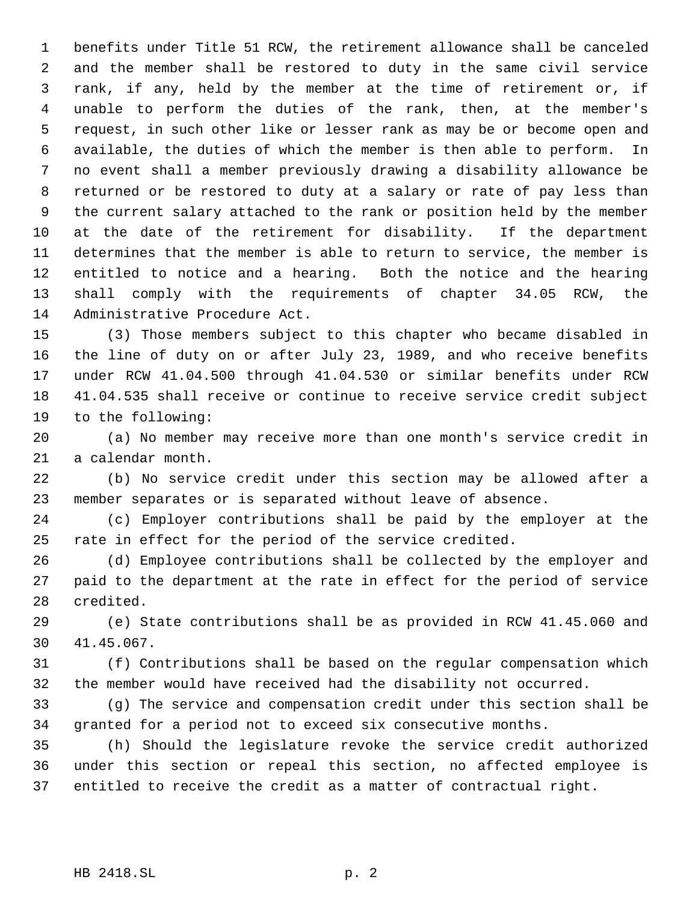benefits under Title 51 RCW, the retirement allowance shall be canceled and the member shall be restored to duty in the same civil service rank, if any, held by the member at the time of retirement or, if unable to perform the duties of the rank, then, at the member's request, in such other like or lesser rank as may be or become open and available, the duties of which the member is then able to perform. In no event shall a member previously drawing a disability allowance be returned or be restored to duty at a salary or rate of pay less than the current salary attached to the rank or position held by the member at the date of the retirement for disability. If the department determines that the member is able to return to service, the member is entitled to notice and a hearing. Both the notice and the hearing shall comply with the requirements of chapter 34.05 RCW, the Administrative Procedure Act.

(3) Those members subject to this chapter who became disabled in the line of duty on or after July 23, 1989, and who receive benefits under RCW 41.04.500 through 41.04.530 or similar benefits under RCW 41.04.535 shall receive or continue to receive service credit subject to the following:

(a) No member may receive more than one month's service credit in a calendar month.

(b) No service credit under this section may be allowed after a member separates or is separated without leave of absence.

(c) Employer contributions shall be paid by the employer at the rate in effect for the period of the service credited.

(d) Employee contributions shall be collected by the employer and paid to the department at the rate in effect for the period of service credited.

(e) State contributions shall be as provided in RCW 41.45.060 and 41.45.067.

(f) Contributions shall be based on the regular compensation which the member would have received had the disability not occurred.

(g) The service and compensation credit under this section shall be granted for a period not to exceed six consecutive months.

(h) Should the legislature revoke the service credit authorized under this section or repeal this section, no affected employee is entitled to receive the credit as a matter of contractual right.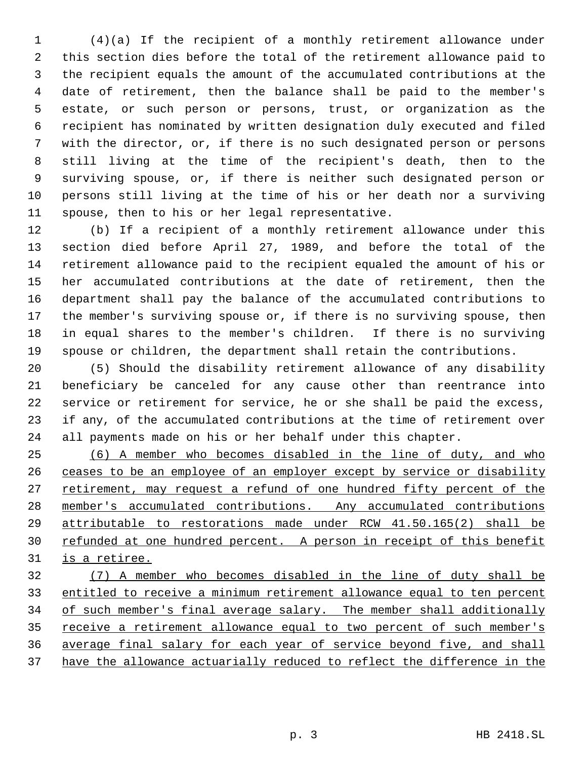(4)(a) If the recipient of a monthly retirement allowance under this section dies before the total of the retirement allowance paid to the recipient equals the amount of the accumulated contributions at the date of retirement, then the balance shall be paid to the member's estate, or such person or persons, trust, or organization as the recipient has nominated by written designation duly executed and filed with the director, or, if there is no such designated person or persons still living at the time of the recipient's death, then to the surviving spouse, or, if there is neither such designated person or persons still living at the time of his or her death nor a surviving spouse, then to his or her legal representative.

(b) If a recipient of a monthly retirement allowance under this section died before April 27, 1989, and before the total of the retirement allowance paid to the recipient equaled the amount of his or her accumulated contributions at the date of retirement, then the department shall pay the balance of the accumulated contributions to the member's surviving spouse or, if there is no surviving spouse, then in equal shares to the member's children. If there is no surviving spouse or children, the department shall retain the contributions.

(5) Should the disability retirement allowance of any disability beneficiary be canceled for any cause other than reentrance into service or retirement for service, he or she shall be paid the excess, if any, of the accumulated contributions at the time of retirement over all payments made on his or her behalf under this chapter.

<u>(6) A member who becomes disabled in the line of duty, and who ceases to be an employee of an employer except by service or disability retirement, may request a refund of one hundred fifty percent of the member's accumulated contributions. Any accumulated contributions attributable to restorations made under RCW 41.50.165(2) shall be refunded at one hundred percent. A person in receipt of this benefit is a retiree.</u>

<u>(7) A member who becomes disabled in the line of duty shall be entitled to receive a minimum retirement allowance equal to ten percent of such member's final average salary. The member shall additionally receive a retirement allowance equal to two percent of such member's average final salary for each year of service beyond five, and shall have the allowance actuarially reduced to reflect the difference in the</u>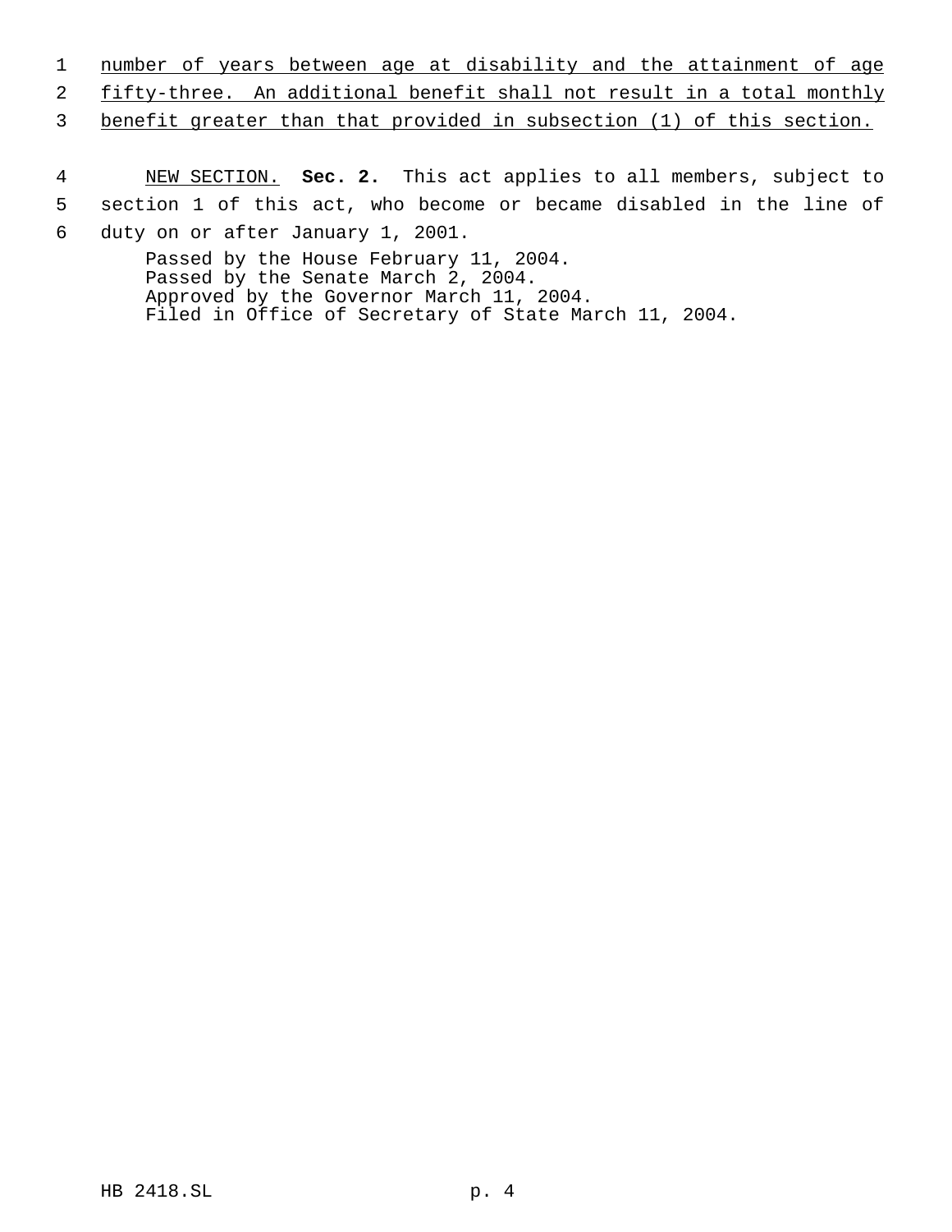number of years between age at disability and the attainment of age fifty-three. An additional benefit shall not result in a total monthly benefit greater than that provided in subsection (1) of this section.

NEW SECTION. **Sec. 2.** This act applies to all members, subject to section 1 of this act, who become or became disabled in the line of duty on or after January 1, 2001.

Passed by the House February 11, 2004.
Passed by the Senate March 2, 2004.
Approved by the Governor March 11, 2004.
Filed in Office of Secretary of State March 11, 2004.